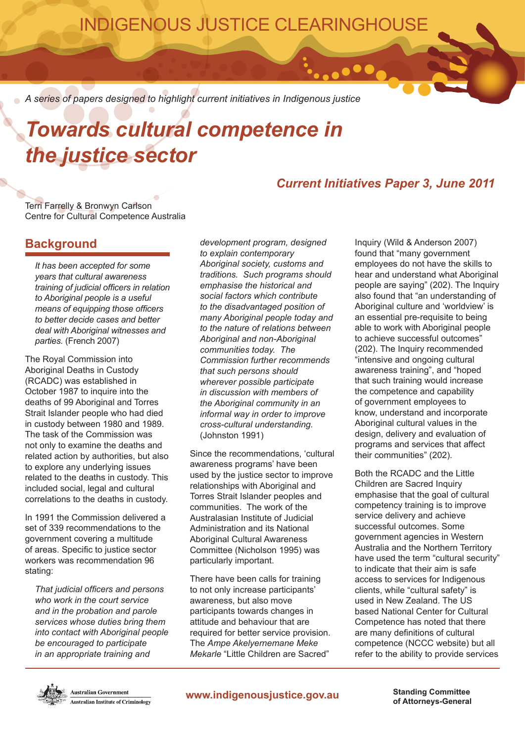INDIGENOUS JUSTICE CLEARINGHOUSE

*A series of papers designed to highlight current initiatives in Indigenous justice*

# *Towards cultural competence in the justice sector*

***Current Initiatives Paper 3, June 2011***

Terri Farrelly & Bronwyn Carlson
Centre for Cultural Competence Australia

## Background

> *It has been accepted for some years that cultural awareness training of judicial officers in relation to Aboriginal people is a useful means of equipping those officers to better decide cases and better deal with Aboriginal witnesses and parties.* (French 2007)

The Royal Commission into Aboriginal Deaths in Custody (RCADC) was established in October 1987 to inquire into the deaths of 99 Aboriginal and Torres Strait Islander people who had died in custody between 1980 and 1989. The task of the Commission was not only to examine the deaths and related action by authorities, but also to explore any underlying issues related to the deaths in custody. This included social, legal and cultural correlations to the deaths in custody.

In 1991 the Commission delivered a set of 339 recommendations to the government covering a multitude of areas. Specific to justice sector workers was recommendation 96 stating:

> *That judicial officers and persons who work in the court service and in the probation and parole services whose duties bring them into contact with Aboriginal people be encouraged to participate in an appropriate training and development program, designed to explain contemporary Aboriginal society, customs and traditions. Such programs should emphasise the historical and social factors which contribute to the disadvantaged position of many Aboriginal people today and to the nature of relations between Aboriginal and non-Aboriginal communities today. The Commission further recommends that such persons should wherever possible participate in discussion with members of the Aboriginal community in an informal way in order to improve cross-cultural understanding.* (Johnston 1991)

Since the recommendations, 'cultural awareness programs' have been used by the justice sector to improve relationships with Aboriginal and Torres Strait Islander peoples and communities. The work of the Australasian Institute of Judicial Administration and its National Aboriginal Cultural Awareness Committee (Nicholson 1995) was particularly important.

There have been calls for training to not only increase participants' awareness, but also move participants towards changes in attitude and behaviour that are required for better service provision. The *Ampe Akelyernemane Meke Mekarle* "Little Children are Sacred" Inquiry (Wild & Anderson 2007) found that "many government employees do not have the skills to hear and understand what Aboriginal people are saying" (202). The Inquiry also found that "an understanding of Aboriginal culture and 'worldview' is an essential pre-requisite to being able to work with Aboriginal people to achieve successful outcomes" (202). The Inquiry recommended "intensive and ongoing cultural awareness training", and "hoped that such training would increase the competence and capability of government employees to know, understand and incorporate Aboriginal cultural values in the design, delivery and evaluation of programs and services that affect their communities" (202).

Both the RCADC and the Little Children are Sacred Inquiry emphasise that the goal of cultural competency training is to improve service delivery and achieve successful outcomes. Some government agencies in Western Australia and the Northern Territory have used the term "cultural security" to indicate that their aim is safe access to services for Indigenous clients, while "cultural safety" is used in New Zealand. The US based National Center for Cultural Competence has noted that there are many definitions of cultural competence (NCCC website) but all refer to the ability to provide services

Australian Government
Australian Institute of Criminology

www.indigenousjustice.gov.au

Standing Committee of Attorneys-General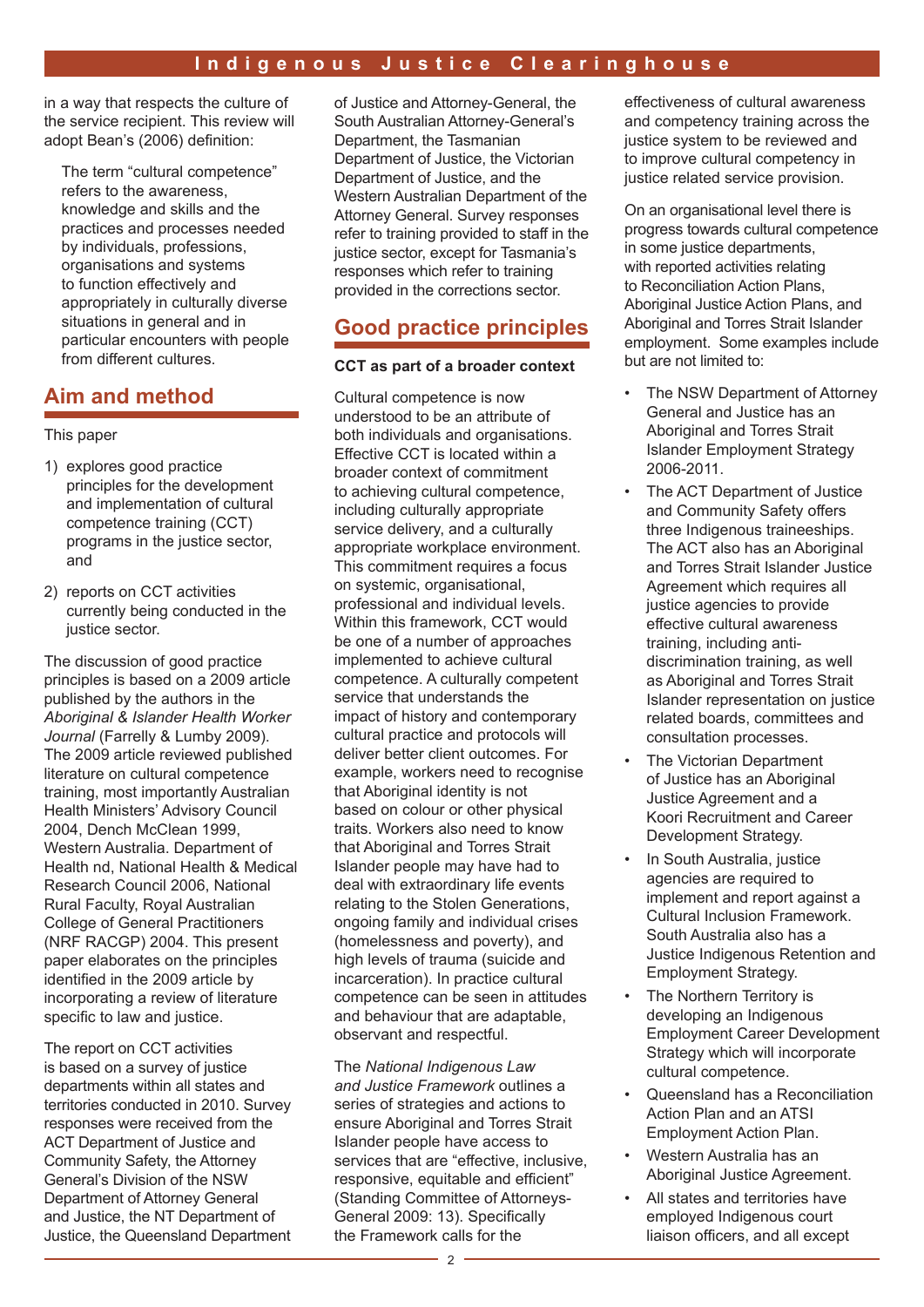in a way that respects the culture of the service recipient. This review will adopt Bean's (2006) definition:

> The term "cultural competence" refers to the awareness, knowledge and skills and the practices and processes needed by individuals, professions, organisations and systems to function effectively and appropriately in culturally diverse situations in general and in particular encounters with people from different cultures.

## Aim and method

This paper

1) explores good practice principles for the development and implementation of cultural competence training (CCT) programs in the justice sector, and
2) reports on CCT activities currently being conducted in the justice sector.

The discussion of good practice principles is based on a 2009 article published by the authors in the *Aboriginal & Islander Health Worker Journal* (Farrelly & Lumby 2009). The 2009 article reviewed published literature on cultural competence training, most importantly Australian Health Ministers' Advisory Council 2004, Dench McClean 1999, Western Australia. Department of Health nd, National Health & Medical Research Council 2006, National Rural Faculty, Royal Australian College of General Practitioners (NRF RACGP) 2004. This present paper elaborates on the principles identified in the 2009 article by incorporating a review of literature specific to law and justice.

The report on CCT activities is based on a survey of justice departments within all states and territories conducted in 2010. Survey responses were received from the ACT Department of Justice and Community Safety, the Attorney General's Division of the NSW Department of Attorney General and Justice, the NT Department of Justice, the Queensland Department of Justice and Attorney-General, the South Australian Attorney-General's Department, the Tasmanian Department of Justice, the Victorian Department of Justice, and the Western Australian Department of the Attorney General. Survey responses refer to training provided to staff in the justice sector, except for Tasmania's responses which refer to training provided in the corrections sector.

## Good practice principles

**CCT as part of a broader context**

Cultural competence is now understood to be an attribute of both individuals and organisations. Effective CCT is located within a broader context of commitment to achieving cultural competence, including culturally appropriate service delivery, and a culturally appropriate workplace environment. This commitment requires a focus on systemic, organisational, professional and individual levels. Within this framework, CCT would be one of a number of approaches implemented to achieve cultural competence. A culturally competent service that understands the impact of history and contemporary cultural practice and protocols will deliver better client outcomes. For example, workers need to recognise that Aboriginal identity is not based on colour or other physical traits. Workers also need to know that Aboriginal and Torres Strait Islander people may have had to deal with extraordinary life events relating to the Stolen Generations, ongoing family and individual crises (homelessness and poverty), and high levels of trauma (suicide and incarceration). In practice cultural competence can be seen in attitudes and behaviour that are adaptable, observant and respectful.

The *National Indigenous Law and Justice Framework* outlines a series of strategies and actions to ensure Aboriginal and Torres Strait Islander people have access to services that are "effective, inclusive, responsive, equitable and efficient" (Standing Committee of Attorneys-General 2009: 13). Specifically the Framework calls for the effectiveness of cultural awareness and competency training across the justice system to be reviewed and to improve cultural competency in justice related service provision.

On an organisational level there is progress towards cultural competence in some justice departments, with reported activities relating to Reconciliation Action Plans, Aboriginal Justice Action Plans, and Aboriginal and Torres Strait Islander employment. Some examples include but are not limited to:

- The NSW Department of Attorney General and Justice has an Aboriginal and Torres Strait Islander Employment Strategy 2006-2011.
- The ACT Department of Justice and Community Safety offers three Indigenous traineeships. The ACT also has an Aboriginal and Torres Strait Islander Justice Agreement which requires all justice agencies to provide effective cultural awareness training, including anti-discrimination training, as well as Aboriginal and Torres Strait Islander representation on justice related boards, committees and consultation processes.
- The Victorian Department of Justice has an Aboriginal Justice Agreement and a Koori Recruitment and Career Development Strategy.
- In South Australia, justice agencies are required to implement and report against a Cultural Inclusion Framework. South Australia also has a Justice Indigenous Retention and Employment Strategy.
- The Northern Territory is developing an Indigenous Employment Career Development Strategy which will incorporate cultural competence.
- Queensland has a Reconciliation Action Plan and an ATSI Employment Action Plan.
- Western Australia has an Aboriginal Justice Agreement.
- All states and territories have employed Indigenous court liaison officers, and all except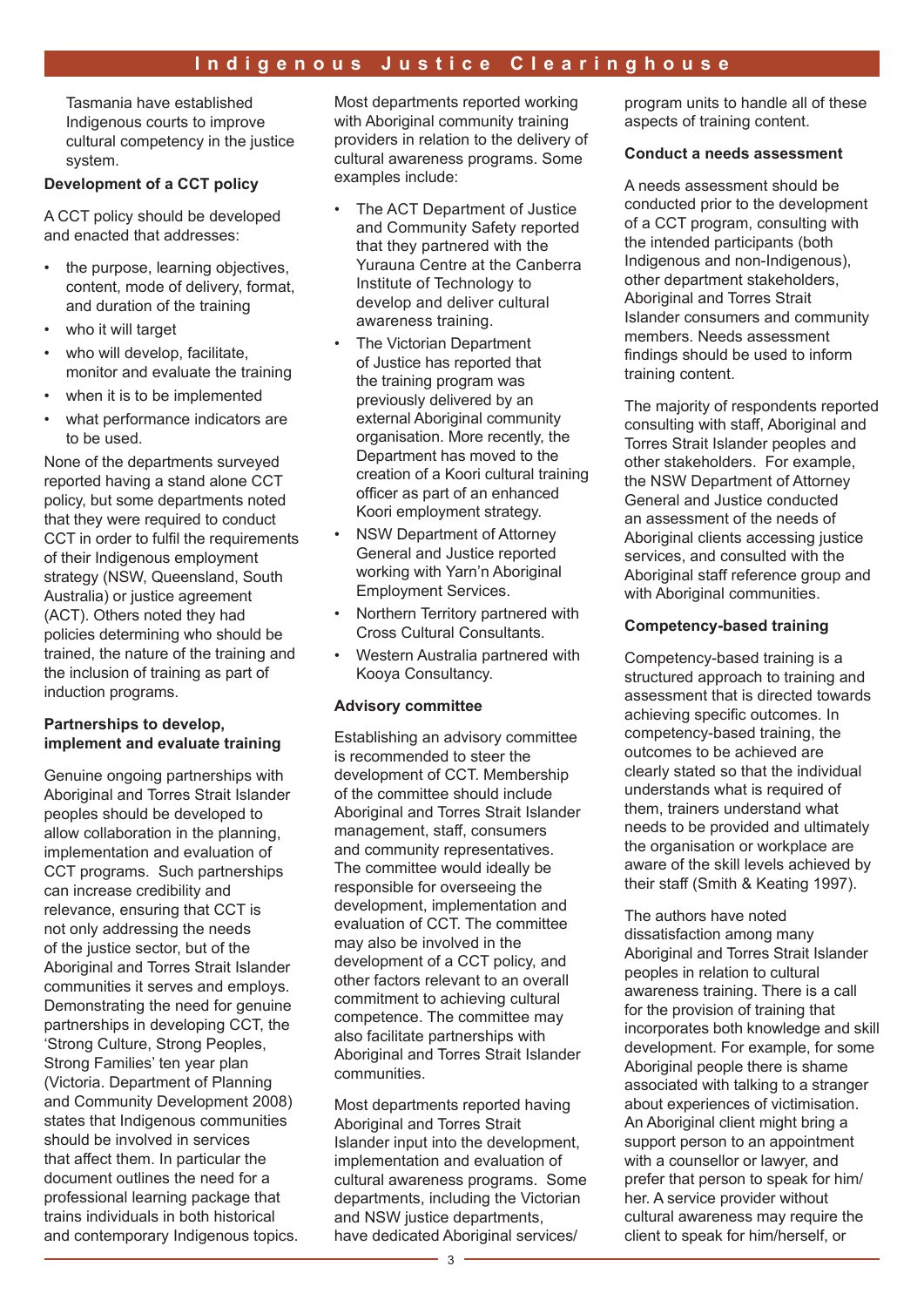Tasmania have established Indigenous courts to improve cultural competency in the justice system.

**Development of a CCT policy**

A CCT policy should be developed and enacted that addresses:

- the purpose, learning objectives, content, mode of delivery, format, and duration of the training
- who it will target
- who will develop, facilitate, monitor and evaluate the training
- when it is to be implemented
- what performance indicators are to be used.

None of the departments surveyed reported having a stand alone CCT policy, but some departments noted that they were required to conduct CCT in order to fulfil the requirements of their Indigenous employment strategy (NSW, Queensland, South Australia) or justice agreement (ACT). Others noted they had policies determining who should be trained, the nature of the training and the inclusion of training as part of induction programs.

**Partnerships to develop, implement and evaluate training**

Genuine ongoing partnerships with Aboriginal and Torres Strait Islander peoples should be developed to allow collaboration in the planning, implementation and evaluation of CCT programs. Such partnerships can increase credibility and relevance, ensuring that CCT is not only addressing the needs of the justice sector, but of the Aboriginal and Torres Strait Islander communities it serves and employs. Demonstrating the need for genuine partnerships in developing CCT, the 'Strong Culture, Strong Peoples, Strong Families' ten year plan (Victoria. Department of Planning and Community Development 2008) states that Indigenous communities should be involved in services that affect them. In particular the document outlines the need for a professional learning package that trains individuals in both historical and contemporary Indigenous topics.

Most departments reported working with Aboriginal community training providers in relation to the delivery of cultural awareness programs. Some examples include:

- The ACT Department of Justice and Community Safety reported that they partnered with the Yurauna Centre at the Canberra Institute of Technology to develop and deliver cultural awareness training.
- The Victorian Department of Justice has reported that the training program was previously delivered by an external Aboriginal community organisation. More recently, the Department has moved to the creation of a Koori cultural training officer as part of an enhanced Koori employment strategy.
- NSW Department of Attorney General and Justice reported working with Yarn'n Aboriginal Employment Services.
- Northern Territory partnered with Cross Cultural Consultants.
- Western Australia partnered with Kooya Consultancy.

**Advisory committee**

Establishing an advisory committee is recommended to steer the development of CCT. Membership of the committee should include Aboriginal and Torres Strait Islander management, staff, consumers and community representatives. The committee would ideally be responsible for overseeing the development, implementation and evaluation of CCT. The committee may also be involved in the development of a CCT policy, and other factors relevant to an overall commitment to achieving cultural competence. The committee may also facilitate partnerships with Aboriginal and Torres Strait Islander communities.

Most departments reported having Aboriginal and Torres Strait Islander input into the development, implementation and evaluation of cultural awareness programs. Some departments, including the Victorian and NSW justice departments, have dedicated Aboriginal services/program units to handle all of these aspects of training content.

**Conduct a needs assessment**

A needs assessment should be conducted prior to the development of a CCT program, consulting with the intended participants (both Indigenous and non-Indigenous), other department stakeholders, Aboriginal and Torres Strait Islander consumers and community members. Needs assessment findings should be used to inform training content.

The majority of respondents reported consulting with staff, Aboriginal and Torres Strait Islander peoples and other stakeholders. For example, the NSW Department of Attorney General and Justice conducted an assessment of the needs of Aboriginal clients accessing justice services, and consulted with the Aboriginal staff reference group and with Aboriginal communities.

**Competency-based training**

Competency-based training is a structured approach to training and assessment that is directed towards achieving specific outcomes. In competency-based training, the outcomes to be achieved are clearly stated so that the individual understands what is required of them, trainers understand what needs to be provided and ultimately the organisation or workplace are aware of the skill levels achieved by their staff (Smith & Keating 1997).

The authors have noted dissatisfaction among many Aboriginal and Torres Strait Islander peoples in relation to cultural awareness training. There is a call for the provision of training that incorporates both knowledge and skill development. For example, for some Aboriginal people there is shame associated with talking to a stranger about experiences of victimisation. An Aboriginal client might bring a support person to an appointment with a counsellor or lawyer, and prefer that person to speak for him/her. A service provider without cultural awareness may require the client to speak for him/herself, or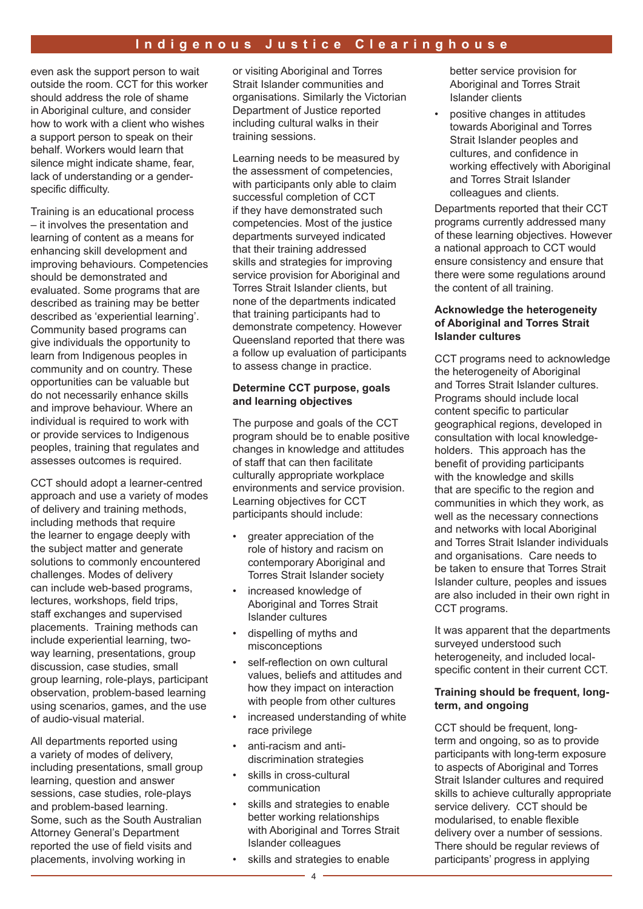even ask the support person to wait outside the room. CCT for this worker should address the role of shame in Aboriginal culture, and consider how to work with a client who wishes a support person to speak on their behalf. Workers would learn that silence might indicate shame, fear, lack of understanding or a gender-specific difficulty.

Training is an educational process – it involves the presentation and learning of content as a means for enhancing skill development and improving behaviours. Competencies should be demonstrated and evaluated. Some programs that are described as training may be better described as 'experiential learning'. Community based programs can give individuals the opportunity to learn from Indigenous peoples in community and on country. These opportunities can be valuable but do not necessarily enhance skills and improve behaviour. Where an individual is required to work with or provide services to Indigenous peoples, training that regulates and assesses outcomes is required.

CCT should adopt a learner-centred approach and use a variety of modes of delivery and training methods, including methods that require the learner to engage deeply with the subject matter and generate solutions to commonly encountered challenges. Modes of delivery can include web-based programs, lectures, workshops, field trips, staff exchanges and supervised placements. Training methods can include experiential learning, two-way learning, presentations, group discussion, case studies, small group learning, role-plays, participant observation, problem-based learning using scenarios, games, and the use of audio-visual material.

All departments reported using a variety of modes of delivery, including presentations, small group learning, question and answer sessions, case studies, role-plays and problem-based learning. Some, such as the South Australian Attorney General's Department reported the use of field visits and placements, involving working in or visiting Aboriginal and Torres Strait Islander communities and organisations. Similarly the Victorian Department of Justice reported including cultural walks in their training sessions.

Learning needs to be measured by the assessment of competencies, with participants only able to claim successful completion of CCT if they have demonstrated such competencies. Most of the justice departments surveyed indicated that their training addressed skills and strategies for improving service provision for Aboriginal and Torres Strait Islander clients, but none of the departments indicated that training participants had to demonstrate competency. However Queensland reported that there was a follow up evaluation of participants to assess change in practice.

**Determine CCT purpose, goals and learning objectives**

The purpose and goals of the CCT program should be to enable positive changes in knowledge and attitudes of staff that can then facilitate culturally appropriate workplace environments and service provision. Learning objectives for CCT participants should include:

- greater appreciation of the role of history and racism on contemporary Aboriginal and Torres Strait Islander society
- increased knowledge of Aboriginal and Torres Strait Islander cultures
- dispelling of myths and misconceptions
- self-reflection on own cultural values, beliefs and attitudes and how they impact on interaction with people from other cultures
- increased understanding of white race privilege
- anti-racism and anti-discrimination strategies
- skills in cross-cultural communication
- skills and strategies to enable better working relationships with Aboriginal and Torres Strait Islander colleagues
- skills and strategies to enable better service provision for Aboriginal and Torres Strait Islander clients
- positive changes in attitudes towards Aboriginal and Torres Strait Islander peoples and cultures, and confidence in working effectively with Aboriginal and Torres Strait Islander colleagues and clients.

Departments reported that their CCT programs currently addressed many of these learning objectives. However a national approach to CCT would ensure consistency and ensure that there were some regulations around the content of all training.

**Acknowledge the heterogeneity of Aboriginal and Torres Strait Islander cultures**

CCT programs need to acknowledge the heterogeneity of Aboriginal and Torres Strait Islander cultures. Programs should include local content specific to particular geographical regions, developed in consultation with local knowledge-holders. This approach has the benefit of providing participants with the knowledge and skills that are specific to the region and communities in which they work, as well as the necessary connections and networks with local Aboriginal and Torres Strait Islander individuals and organisations. Care needs to be taken to ensure that Torres Strait Islander culture, peoples and issues are also included in their own right in CCT programs.

It was apparent that the departments surveyed understood such heterogeneity, and included local-specific content in their current CCT.

**Training should be frequent, long-term, and ongoing**

CCT should be frequent, long-term and ongoing, so as to provide participants with long-term exposure to aspects of Aboriginal and Torres Strait Islander cultures and required skills to achieve culturally appropriate service delivery. CCT should be modularised, to enable flexible delivery over a number of sessions. There should be regular reviews of participants' progress in applying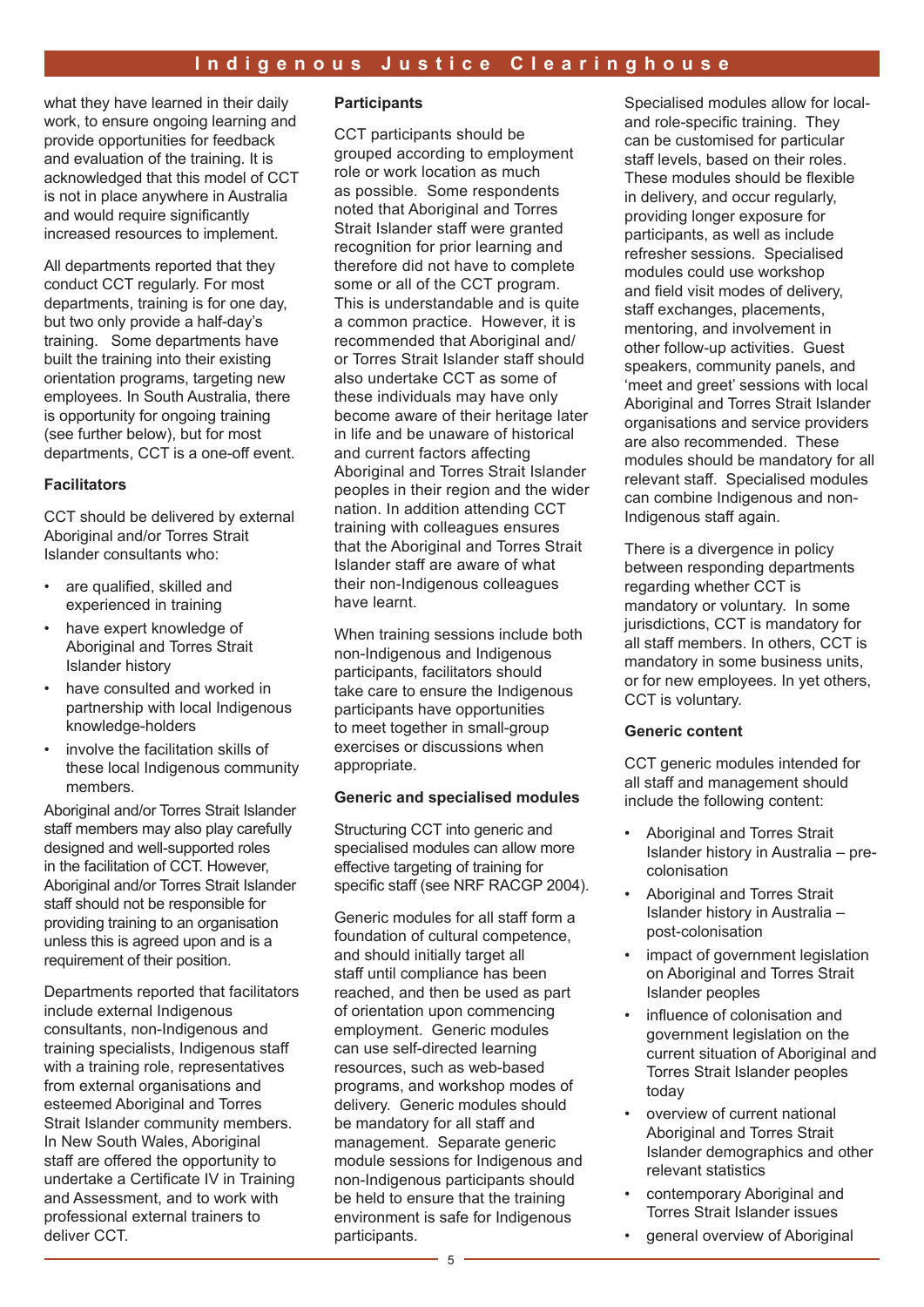what they have learned in their daily work, to ensure ongoing learning and provide opportunities for feedback and evaluation of the training. It is acknowledged that this model of CCT is not in place anywhere in Australia and would require significantly increased resources to implement.

All departments reported that they conduct CCT regularly. For most departments, training is for one day, but two only provide a half-day's training. Some departments have built the training into their existing orientation programs, targeting new employees. In South Australia, there is opportunity for ongoing training (see further below), but for most departments, CCT is a one-off event.

**Facilitators**

CCT should be delivered by external Aboriginal and/or Torres Strait Islander consultants who:

- are qualified, skilled and experienced in training
- have expert knowledge of Aboriginal and Torres Strait Islander history
- have consulted and worked in partnership with local Indigenous knowledge-holders
- involve the facilitation skills of these local Indigenous community members.

Aboriginal and/or Torres Strait Islander staff members may also play carefully designed and well-supported roles in the facilitation of CCT. However, Aboriginal and/or Torres Strait Islander staff should not be responsible for providing training to an organisation unless this is agreed upon and is a requirement of their position.

Departments reported that facilitators include external Indigenous consultants, non-Indigenous and training specialists, Indigenous staff with a training role, representatives from external organisations and esteemed Aboriginal and Torres Strait Islander community members. In New South Wales, Aboriginal staff are offered the opportunity to undertake a Certificate IV in Training and Assessment, and to work with professional external trainers to deliver CCT.

**Participants**

CCT participants should be grouped according to employment role or work location as much as possible. Some respondents noted that Aboriginal and Torres Strait Islander staff were granted recognition for prior learning and therefore did not have to complete some or all of the CCT program. This is understandable and is quite a common practice. However, it is recommended that Aboriginal and/or Torres Strait Islander staff should also undertake CCT as some of these individuals may have only become aware of their heritage later in life and be unaware of historical and current factors affecting Aboriginal and Torres Strait Islander peoples in their region and the wider nation. In addition attending CCT training with colleagues ensures that the Aboriginal and Torres Strait Islander staff are aware of what their non-Indigenous colleagues have learnt.

When training sessions include both non-Indigenous and Indigenous participants, facilitators should take care to ensure the Indigenous participants have opportunities to meet together in small-group exercises or discussions when appropriate.

**Generic and specialised modules**

Structuring CCT into generic and specialised modules can allow more effective targeting of training for specific staff (see NRF RACGP 2004).

Generic modules for all staff form a foundation of cultural competence, and should initially target all staff until compliance has been reached, and then be used as part of orientation upon commencing employment. Generic modules can use self-directed learning resources, such as web-based programs, and workshop modes of delivery. Generic modules should be mandatory for all staff and management. Separate generic module sessions for Indigenous and non-Indigenous participants should be held to ensure that the training environment is safe for Indigenous participants.

Specialised modules allow for local- and role-specific training. They can be customised for particular staff levels, based on their roles. These modules should be flexible in delivery, and occur regularly, providing longer exposure for participants, as well as include refresher sessions. Specialised modules could use workshop and field visit modes of delivery, staff exchanges, placements, mentoring, and involvement in other follow-up activities. Guest speakers, community panels, and 'meet and greet' sessions with local Aboriginal and Torres Strait Islander organisations and service providers are also recommended. These modules should be mandatory for all relevant staff. Specialised modules can combine Indigenous and non-Indigenous staff again.

There is a divergence in policy between responding departments regarding whether CCT is mandatory or voluntary. In some jurisdictions, CCT is mandatory for all staff members. In others, CCT is mandatory in some business units, or for new employees. In yet others, CCT is voluntary.

**Generic content**

CCT generic modules intended for all staff and management should include the following content:

- Aboriginal and Torres Strait Islander history in Australia – pre-colonisation
- Aboriginal and Torres Strait Islander history in Australia – post-colonisation
- impact of government legislation on Aboriginal and Torres Strait Islander peoples
- influence of colonisation and government legislation on the current situation of Aboriginal and Torres Strait Islander peoples today
- overview of current national Aboriginal and Torres Strait Islander demographics and other relevant statistics
- contemporary Aboriginal and Torres Strait Islander issues
- general overview of Aboriginal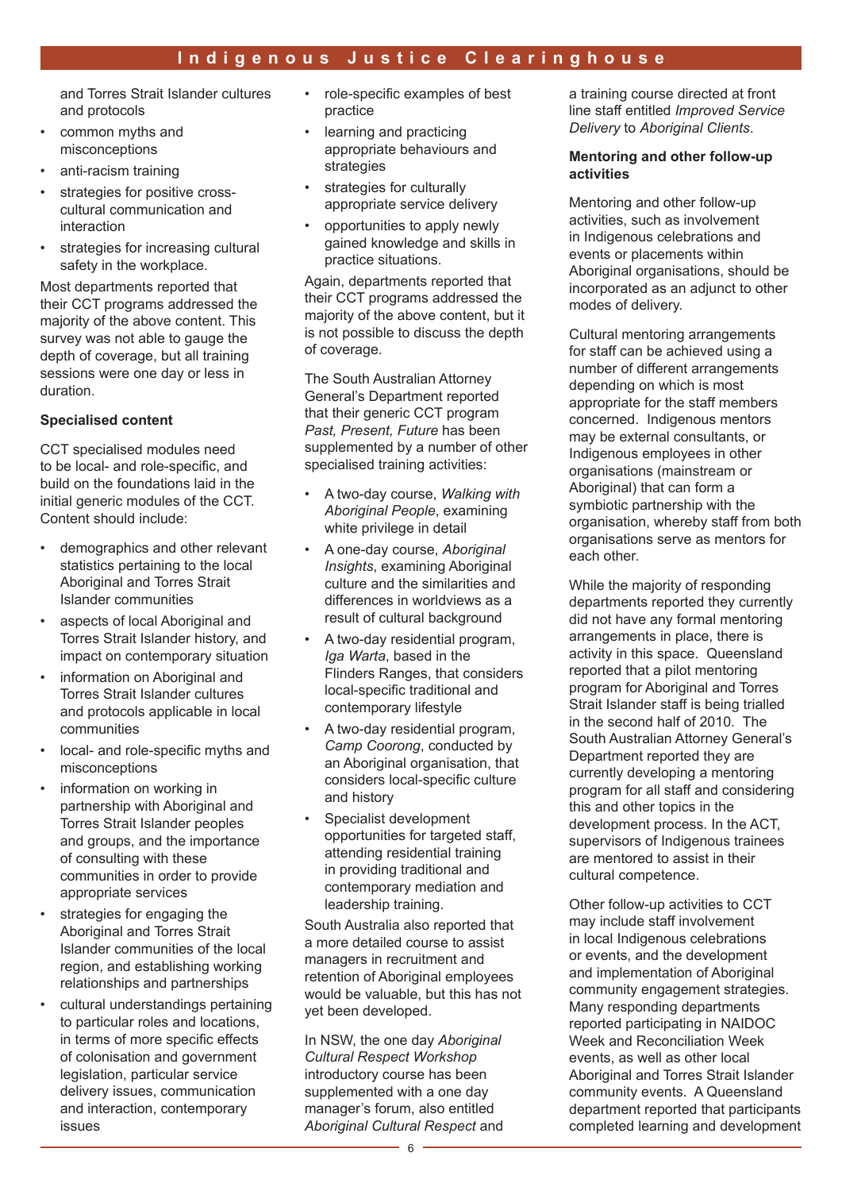and Torres Strait Islander cultures and protocols

- common myths and misconceptions
- anti-racism training
- strategies for positive cross-cultural communication and interaction
- strategies for increasing cultural safety in the workplace.

Most departments reported that their CCT programs addressed the majority of the above content. This survey was not able to gauge the depth of coverage, but all training sessions were one day or less in duration.

**Specialised content**

CCT specialised modules need to be local- and role-specific, and build on the foundations laid in the initial generic modules of the CCT. Content should include:

- demographics and other relevant statistics pertaining to the local Aboriginal and Torres Strait Islander communities
- aspects of local Aboriginal and Torres Strait Islander history, and impact on contemporary situation
- information on Aboriginal and Torres Strait Islander cultures and protocols applicable in local communities
- local- and role-specific myths and misconceptions
- information on working in partnership with Aboriginal and Torres Strait Islander peoples and groups, and the importance of consulting with these communities in order to provide appropriate services
- strategies for engaging the Aboriginal and Torres Strait Islander communities of the local region, and establishing working relationships and partnerships
- cultural understandings pertaining to particular roles and locations, in terms of more specific effects of colonisation and government legislation, particular service delivery issues, communication and interaction, contemporary issues
- role-specific examples of best practice
- learning and practicing appropriate behaviours and strategies
- strategies for culturally appropriate service delivery
- opportunities to apply newly gained knowledge and skills in practice situations.

Again, departments reported that their CCT programs addressed the majority of the above content, but it is not possible to discuss the depth of coverage.

The South Australian Attorney General's Department reported that their generic CCT program *Past, Present, Future* has been supplemented by a number of other specialised training activities:

- A two-day course, *Walking with Aboriginal People*, examining white privilege in detail
- A one-day course, *Aboriginal Insights*, examining Aboriginal culture and the similarities and differences in worldviews as a result of cultural background
- A two-day residential program, *Iga Warta*, based in the Flinders Ranges, that considers local-specific traditional and contemporary lifestyle
- A two-day residential program, *Camp Coorong*, conducted by an Aboriginal organisation, that considers local-specific culture and history
- Specialist development opportunities for targeted staff, attending residential training in providing traditional and contemporary mediation and leadership training.

South Australia also reported that a more detailed course to assist managers in recruitment and retention of Aboriginal employees would be valuable, but this has not yet been developed.

In NSW, the one day *Aboriginal Cultural Respect Workshop* introductory course has been supplemented with a one day manager's forum, also entitled *Aboriginal Cultural Respect* and a training course directed at front line staff entitled *Improved Service Delivery* to *Aboriginal Clients*.

**Mentoring and other follow-up activities**

Mentoring and other follow-up activities, such as involvement in Indigenous celebrations and events or placements within Aboriginal organisations, should be incorporated as an adjunct to other modes of delivery.

Cultural mentoring arrangements for staff can be achieved using a number of different arrangements depending on which is most appropriate for the staff members concerned. Indigenous mentors may be external consultants, or Indigenous employees in other organisations (mainstream or Aboriginal) that can form a symbiotic partnership with the organisation, whereby staff from both organisations serve as mentors for each other.

While the majority of responding departments reported they currently did not have any formal mentoring arrangements in place, there is activity in this space. Queensland reported that a pilot mentoring program for Aboriginal and Torres Strait Islander staff is being trialled in the second half of 2010. The South Australian Attorney General's Department reported they are currently developing a mentoring program for all staff and considering this and other topics in the development process. In the ACT, supervisors of Indigenous trainees are mentored to assist in their cultural competence.

Other follow-up activities to CCT may include staff involvement in local Indigenous celebrations or events, and the development and implementation of Aboriginal community engagement strategies. Many responding departments reported participating in NAIDOC Week and Reconciliation Week events, as well as other local Aboriginal and Torres Strait Islander community events. A Queensland department reported that participants completed learning and development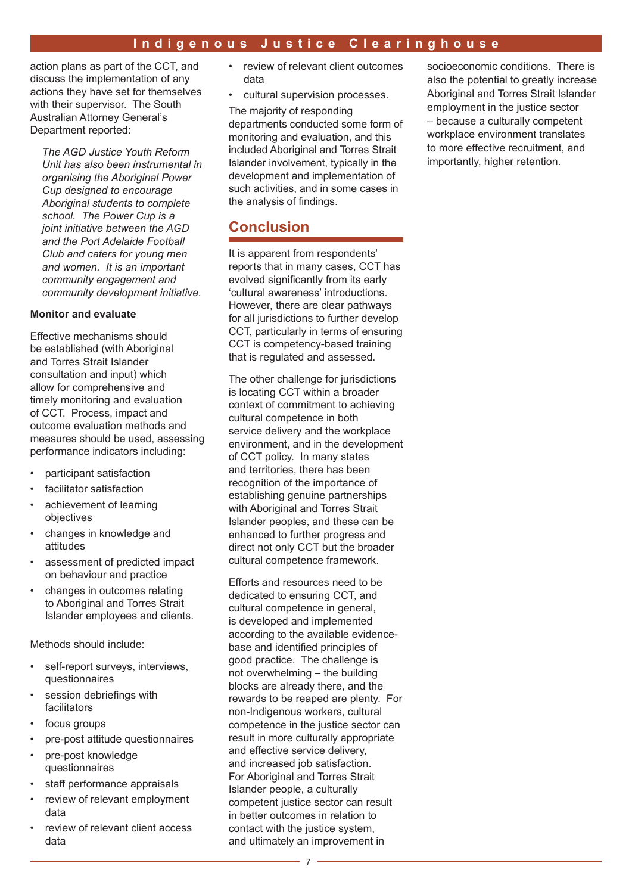action plans as part of the CCT, and discuss the implementation of any actions they have set for themselves with their supervisor. The South Australian Attorney General's Department reported:

> *The AGD Justice Youth Reform Unit has also been instrumental in organising the Aboriginal Power Cup designed to encourage Aboriginal students to complete school. The Power Cup is a joint initiative between the AGD and the Port Adelaide Football Club and caters for young men and women. It is an important community engagement and community development initiative.*

**Monitor and evaluate**

Effective mechanisms should be established (with Aboriginal and Torres Strait Islander consultation and input) which allow for comprehensive and timely monitoring and evaluation of CCT. Process, impact and outcome evaluation methods and measures should be used, assessing performance indicators including:

- participant satisfaction
- facilitator satisfaction
- achievement of learning objectives
- changes in knowledge and attitudes
- assessment of predicted impact on behaviour and practice
- changes in outcomes relating to Aboriginal and Torres Strait Islander employees and clients.

Methods should include:

- self-report surveys, interviews, questionnaires
- session debriefings with facilitators
- focus groups
- pre-post attitude questionnaires
- pre-post knowledge questionnaires
- staff performance appraisals
- review of relevant employment data
- review of relevant client access data
- review of relevant client outcomes data
- cultural supervision processes.

The majority of responding departments conducted some form of monitoring and evaluation, and this included Aboriginal and Torres Strait Islander involvement, typically in the development and implementation of such activities, and in some cases in the analysis of findings.

## Conclusion

It is apparent from respondents' reports that in many cases, CCT has evolved significantly from its early 'cultural awareness' introductions. However, there are clear pathways for all jurisdictions to further develop CCT, particularly in terms of ensuring CCT is competency-based training that is regulated and assessed.

The other challenge for jurisdictions is locating CCT within a broader context of commitment to achieving cultural competence in both service delivery and the workplace environment, and in the development of CCT policy. In many states and territories, there has been recognition of the importance of establishing genuine partnerships with Aboriginal and Torres Strait Islander peoples, and these can be enhanced to further progress and direct not only CCT but the broader cultural competence framework.

Efforts and resources need to be dedicated to ensuring CCT, and cultural competence in general, is developed and implemented according to the available evidence-base and identified principles of good practice. The challenge is not overwhelming – the building blocks are already there, and the rewards to be reaped are plenty. For non-Indigenous workers, cultural competence in the justice sector can result in more culturally appropriate and effective service delivery, and increased job satisfaction. For Aboriginal and Torres Strait Islander people, a culturally competent justice sector can result in better outcomes in relation to contact with the justice system, and ultimately an improvement in socioeconomic conditions. There is also the potential to greatly increase Aboriginal and Torres Strait Islander employment in the justice sector – because a culturally competent workplace environment translates to more effective recruitment, and importantly, higher retention.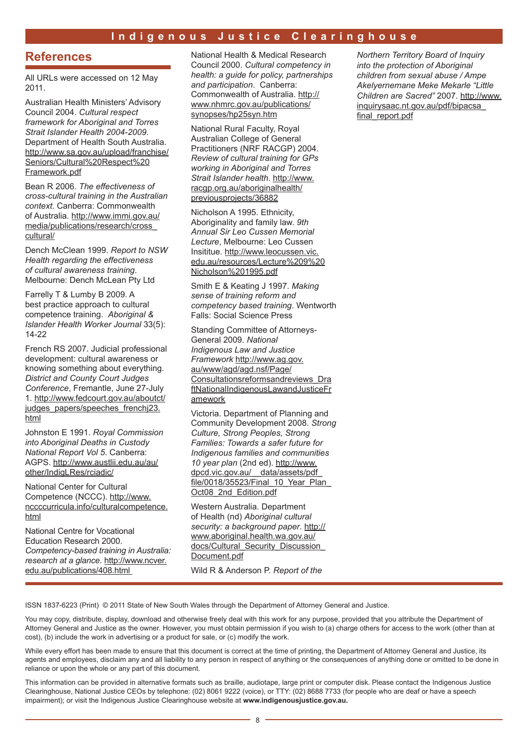## References

All URLs were accessed on 12 May 2011.

Australian Health Ministers' Advisory Council 2004. *Cultural respect framework for Aboriginal and Torres Strait Islander Health 2004-2009*. Department of Health South Australia. http://www.sa.gov.au/upload/franchise/Seniors/Cultural%20Respect%20Framework.pdf

Bean R 2006. *The effectiveness of cross-cultural training in the Australian context*. Canberra: Commonwealth of Australia. http://www.immi.gov.au/media/publications/research/cross_cultural/

Dench McClean 1999. *Report to NSW Health regarding the effectiveness of cultural awareness training*. Melbourne: Dench McLean Pty Ltd

Farrelly T & Lumby B 2009. A best practice approach to cultural competence training. *Aboriginal & Islander Health Worker Journal* 33(5): 14-22

French RS 2007. Judicial professional development: cultural awareness or knowing something about everything. *District and County Court Judges Conference*, Fremantle, June 27-July 1. http://www.fedcourt.gov.au/aboutct/judges_papers/speeches_frenchj23.html

Johnston E 1991. *Royal Commission into Aboriginal Deaths in Custody National Report Vol 5*. Canberra: AGPS. http://www.austlii.edu.au/au/other/IndigLRes/rciadic/

National Center for Cultural Competence (NCCC). http://www.nccccurricula.info/culturalcompetence.html

National Centre for Vocational Education Research 2000. *Competency-based training in Australia: research at a glance*. http://www.ncver.edu.au/publications/408.html

National Health & Medical Research Council 2000. *Cultural competency in health: a guide for policy, partnerships and participation*. Canberra: Commonwealth of Australia. http://www.nhmrc.gov.au/publications/synopses/hp25syn.htm

National Rural Faculty, Royal Australian College of General Practitioners (NRF RACGP) 2004. *Review of cultural training for GPs working in Aboriginal and Torres Strait Islander health*. http://www.racgp.org.au/aboriginalhealth/previousprojects/36882

Nicholson A 1995. Ethnicity, Aboriginality and family law. *9th Annual Sir Leo Cussen Memorial Lecture*, Melbourne: Leo Cussen Insititue. http://www.leocussen.vic.edu.au/resources/Lecture%209%20Nicholson%201995.pdf

Smith E & Keating J 1997. *Making sense of training reform and competency based training*. Wentworth Falls: Social Science Press

Standing Committee of Attorneys-General 2009. *National Indigenous Law and Justice Framework* http://www.ag.gov.au/www/agd/agd.nsf/Page/Consultationsreformsandreviews_DraftNationalIndigenousLawandJusticeFramework

Victoria. Department of Planning and Community Development 2008. *Strong Culture, Strong Peoples, Strong Families: Towards a safer future for Indigenous families and communities 10 year plan* (2nd ed). http://www.dpcd.vic.gov.au/__data/assets/pdf_file/0018/35523/Final_10_Year_Plan_Oct08_2nd_Edition.pdf

Western Australia. Department of Health (nd) *Aboriginal cultural security: a background paper*. http://www.aboriginal.health.wa.gov.au/docs/Cultural_Security_Discussion_Document.pdf

Wild R & Anderson P. *Report of the Northern Territory Board of Inquiry into the protection of Aboriginal children from sexual abuse / Ampe Akelyernemane Meke Mekarle "Little Children are Sacred"* 2007. http://www.inquirysaac.nt.gov.au/pdf/bipacsa_final_report.pdf

ISSN 1837-6223 (Print) © 2011 State of New South Wales through the Department of Attorney General and Justice.

You may copy, distribute, display, download and otherwise freely deal with this work for any purpose, provided that you attribute the Department of Attorney General and Justice as the owner. However, you must obtain permission if you wish to (a) charge others for access to the work (other than at cost), (b) include the work in advertising or a product for sale, or (c) modify the work.

While every effort has been made to ensure that this document is correct at the time of printing, the Department of Attorney General and Justice, its agents and employees, disclaim any and all liability to any person in respect of anything or the consequences of anything done or omitted to be done in reliance or upon the whole or any part of this document.

This information can be provided in alternative formats such as braille, audiotape, large print or computer disk. Please contact the Indigenous Justice Clearinghouse, National Justice CEOs by telephone: (02) 8061 9222 (voice), or TTY: (02) 8688 7733 (for people who are deaf or have a speech impairment); or visit the Indigenous Justice Clearinghouse website at **www.indigenousjustice.gov.au.**